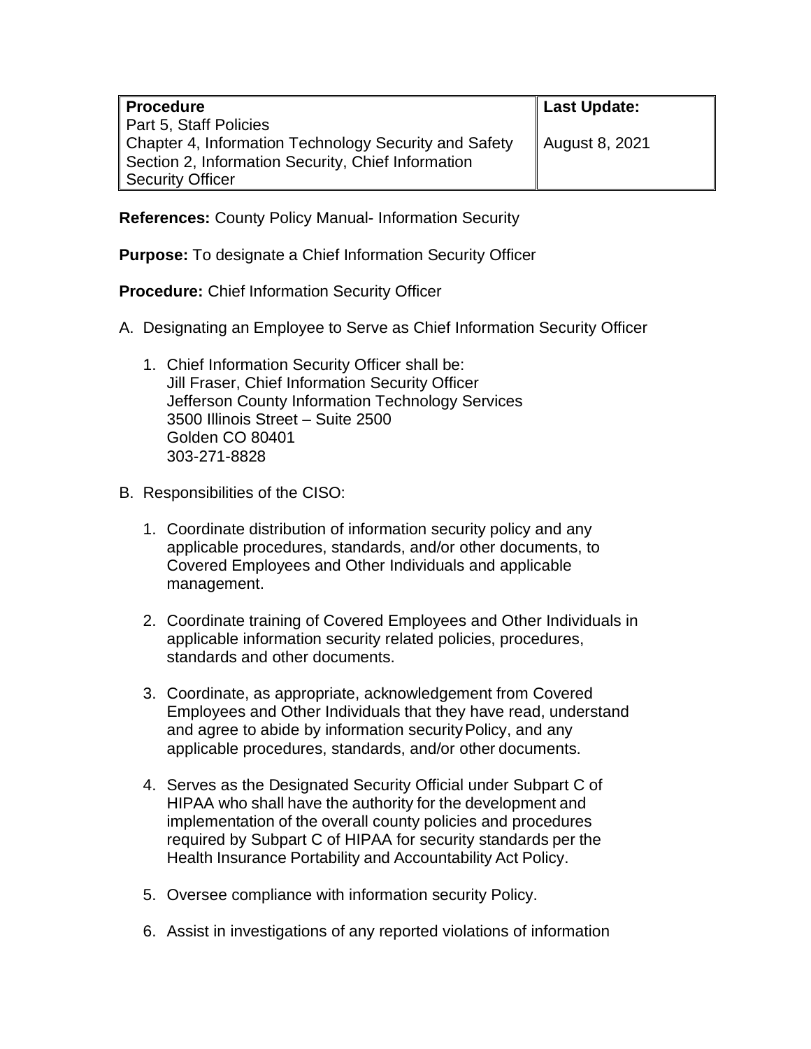| **Procedure**<br>Part 5, Staff Policies<br>Chapter 4, Information Technology Security and Safety<br>Section 2, Information Security, Chief Information Security Officer | **Last Update:**<br><br>August 8, 2021 |
| --- | --- |

**References:** County Policy Manual- Information Security

**Purpose:** To designate a Chief Information Security Officer

**Procedure:** Chief Information Security Officer

A. Designating an Employee to Serve as Chief Information Security Officer

   1. Chief Information Security Officer shall be:
      Jill Fraser, Chief Information Security Officer
      Jefferson County Information Technology Services
      3500 Illinois Street – Suite 2500
      Golden CO 80401
      303-271-8828

B. Responsibilities of the CISO:

   1. Coordinate distribution of information security policy and any applicable procedures, standards, and/or other documents, to Covered Employees and Other Individuals and applicable management.

   2. Coordinate training of Covered Employees and Other Individuals in applicable information security related policies, procedures, standards and other documents.

   3. Coordinate, as appropriate, acknowledgement from Covered Employees and Other Individuals that they have read, understand and agree to abide by information security Policy, and any applicable procedures, standards, and/or other documents.

   4. Serves as the Designated Security Official under Subpart C of HIPAA who shall have the authority for the development and implementation of the overall county policies and procedures required by Subpart C of HIPAA for security standards per the Health Insurance Portability and Accountability Act Policy.

   5. Oversee compliance with information security Policy.

   6. Assist in investigations of any reported violations of information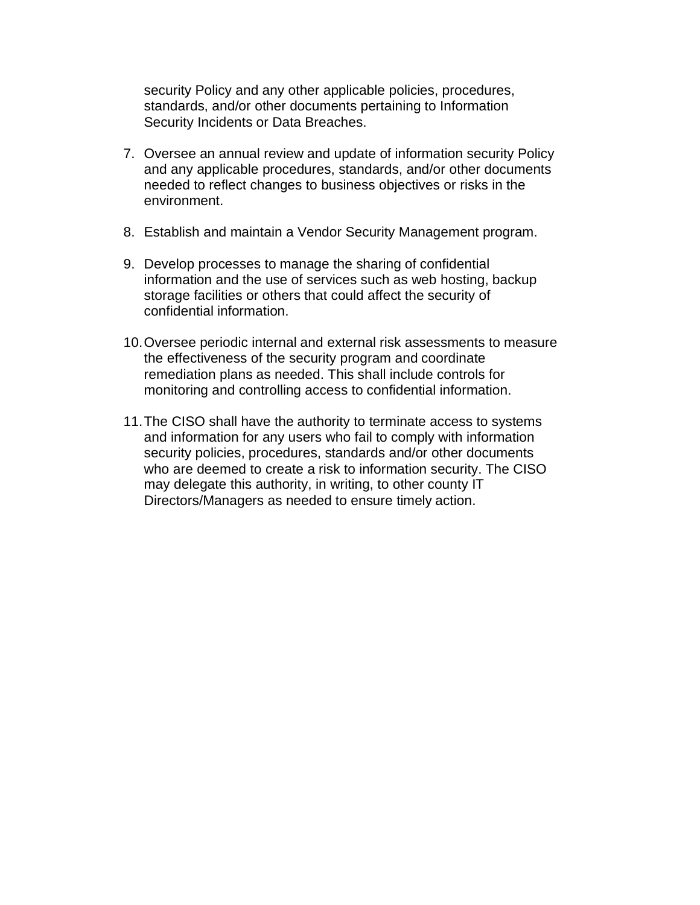security Policy and any other applicable policies, procedures, standards, and/or other documents pertaining to Information Security Incidents or Data Breaches.

7. Oversee an annual review and update of information security Policy and any applicable procedures, standards, and/or other documents needed to reflect changes to business objectives or risks in the environment.

8. Establish and maintain a Vendor Security Management program.

9. Develop processes to manage the sharing of confidential information and the use of services such as web hosting, backup storage facilities or others that could affect the security of confidential information.

10. Oversee periodic internal and external risk assessments to measure the effectiveness of the security program and coordinate remediation plans as needed. This shall include controls for monitoring and controlling access to confidential information.

11. The CISO shall have the authority to terminate access to systems and information for any users who fail to comply with information security policies, procedures, standards and/or other documents who are deemed to create a risk to information security. The CISO may delegate this authority, in writing, to other county IT Directors/Managers as needed to ensure timely action.